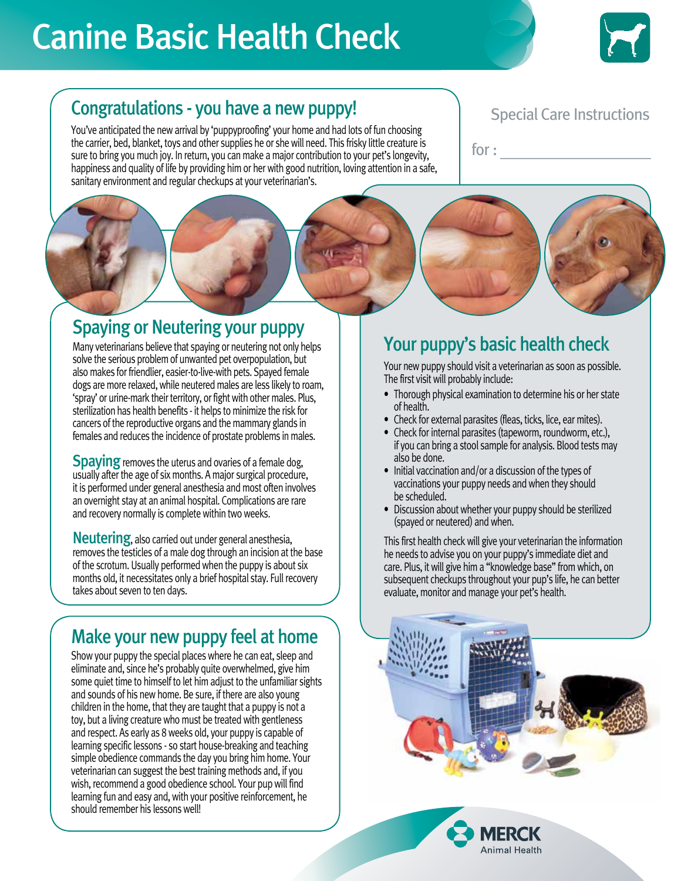# Canine Basic Health Check

## Congratulations - you have a new puppy!

You've anticipated the new arrival by 'puppyproofing' your home and had lots of fun choosing the carrier, bed, blanket, toys and other supplies he or she will need. This frisky little creature is sure to bring you much joy. In return, you can make a major contribution to your pet's longevity, happiness and quality of life by providing him or her with good nutrition, loving attention in a safe, sanitary environment and regular checkups at your veterinarian's.

## Spaying or Neutering your puppy

Many veterinarians believe that spaying or neutering not only helps solve the serious problem of unwanted pet overpopulation, but also makes for friendlier, easier-to-live-with pets. Spayed female dogs are more relaxed, while neutered males are less likely to roam, 'spray' or urine-mark their territory, or fight with other males. Plus, sterilization has health benefits - it helps to minimize the risk for cancers of the reproductive organs and the mammary glands in females and reduces the incidence of prostate problems in males.

**Spaying** removes the uterus and ovaries of a female dog, usually after the age of six months. A major surgical procedure, it is performed under general anesthesia and most often involves an overnight stay at an animal hospital. Complications are rare and recovery normally is complete within two weeks.

**Neutering**, also carried out under general anesthesia, removes the testicles of a male dog through an incision at the base of the scrotum. Usually performed when the puppy is about six months old, it necessitates only a brief hospital stay. Full recovery takes about seven to ten days.

## Make your new puppy feel at home

Show your puppy the special places where he can eat, sleep and eliminate and, since he's probably quite overwhelmed, give him some quiet time to himself to let him adjust to the unfamiliar sights and sounds of his new home. Be sure, if there are also young children in the home, that they are taught that a puppy is not a toy, but a living creature who must be treated with gentleness and respect. As early as 8 weeks old, your puppy is capable of learning specific lessons - so start house-breaking and teaching simple obedience commands the day you bring him home. Your veterinarian can suggest the best training methods and, if you wish, recommend a good obedience school. Your pup will find learning fun and easy and, with your positive reinforcement, he should remember his lessons well!

Special Care Instructions

for : ____________________

## Your puppy's basic health check

Your new puppy should visit a veterinarian as soon as possible. The first visit will probably include:

- Thorough physical examination to determine his or her state of health.
- Check for external parasites (fleas, ticks, lice, ear mites).
- Check for internal parasites (tapeworm, roundworm, etc.), if you can bring a stool sample for analysis. Blood tests may also be done.
- Initial vaccination and/or a discussion of the types of vaccinations your puppy needs and when they should be scheduled.
- Discussion about whether your puppy should be sterilized (spayed or neutered) and when.

This first health check will give your veterinarian the information he needs to advise you on your puppy's immediate diet and care. Plus, it will give him a "knowledge base" from which, on subsequent checkups throughout your pup's life, he can better evaluate, monitor and manage your pet's health.

MERCK Animal Health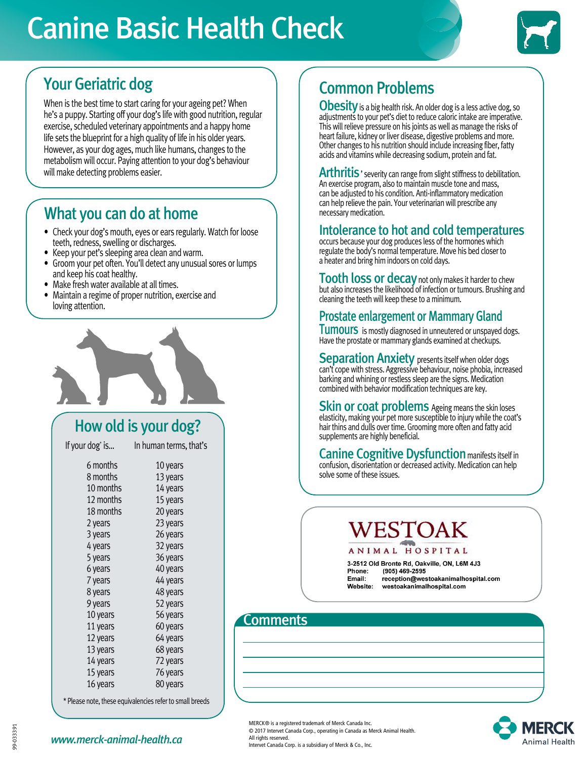# Canine Basic Health Check

## Your Geriatric dog

When is the best time to start caring for your ageing pet? When he's a puppy. Starting off your dog's life with good nutrition, regular exercise, scheduled veterinary appointments and a happy home life sets the blueprint for a high quality of life in his older years. However, as your dog ages, much like humans, changes to the metabolism will occur. Paying attention to your dog's behaviour will make detecting problems easier.

## What you can do at home

- Check your dog's mouth, eyes or ears regularly. Watch for loose teeth, redness, swelling or discharges.
- Keep your pet's sleeping area clean and warm.
- Groom your pet often. You'll detect any unusual sores or lumps and keep his coat healthy.
- Make fresh water available at all times.
- Maintain a regime of proper nutrition, exercise and loving attention.

## How old is your dog?

| If your dog* is... | In human terms, that's |
|---|---|
| 6 months | 10 years |
| 8 months | 13 years |
| 10 months | 14 years |
| 12 months | 15 years |
| 18 months | 20 years |
| 2 years | 23 years |
| 3 years | 26 years |
| 4 years | 32 years |
| 5 years | 36 years |
| 6 years | 40 years |
| 7 years | 44 years |
| 8 years | 48 years |
| 9 years | 52 years |
| 10 years | 56 years |
| 11 years | 60 years |
| 12 years | 64 years |
| 13 years | 68 years |
| 14 years | 72 years |
| 15 years | 76 years |
| 16 years | 80 years |

\* Please note, these equivalencies refer to small breeds

## Common Problems

**Obesity** is a big health risk. An older dog is a less active dog, so adjustments to your pet's diet to reduce caloric intake are imperative. This will relieve pressure on his joints as well as manage the risks of heart failure, kidney or liver disease, digestive problems and more. Other changes to his nutrition should include increasing fiber, fatty acids and vitamins while decreasing sodium, protein and fat.

**Arthritis**' severity can range from slight stiffness to debilitation. An exercise program, also to maintain muscle tone and mass, can be adjusted to his condition. Anti-inflammatory medication can help relieve the pain. Your veterinarian will prescribe any necessary medication.

**Intolerance to hot and cold temperatures** occurs because your dog produces less of the hormones which regulate the body's normal temperature. Move his bed closer to a heater and bring him indoors on cold days.

**Tooth loss or decay** not only makes it harder to chew but also increases the likelihood of infection or tumours. Brushing and cleaning the teeth will keep these to a minimum.

**Prostate enlargement or Mammary Gland Tumours** is mostly diagnosed in unneutered or unspayed dogs. Have the prostate or mammary glands examined at checkups.

**Separation Anxiety** presents itself when older dogs can't cope with stress. Aggressive behaviour, noise phobia, increased barking and whining or restless sleep are the signs. Medication combined with behavior modification techniques are key.

**Skin or coat problems** Ageing means the skin loses elasticity, making your pet more susceptible to injury while the coat's hair thins and dulls over time. Grooming more often and fatty acid supplements are highly beneficial.

**Canine Cognitive Dysfunction** manifests itself in confusion, disorientation or decreased activity. Medication can help solve some of these issues.

**WESTOAK**
ANIMAL HOSPITAL

3-2512 Old Bronte Rd, Oakville, ON, L6M 4J3
Phone: (905) 469-2595
Email: reception@westoakanimalhospital.com
Website: westoakanimalhospital.com

## Comments

*www.merck-animal-health.ca*

MERCK® is a registered trademark of Merck Canada Inc.
© 2017 Intervet Canada Corp., operating in Canada as Merck Animal Health.
All rights reserved.
Intervet Canada Corp. is a subsidiary of Merck & Co., Inc.

MERCK Animal Health

99-033391